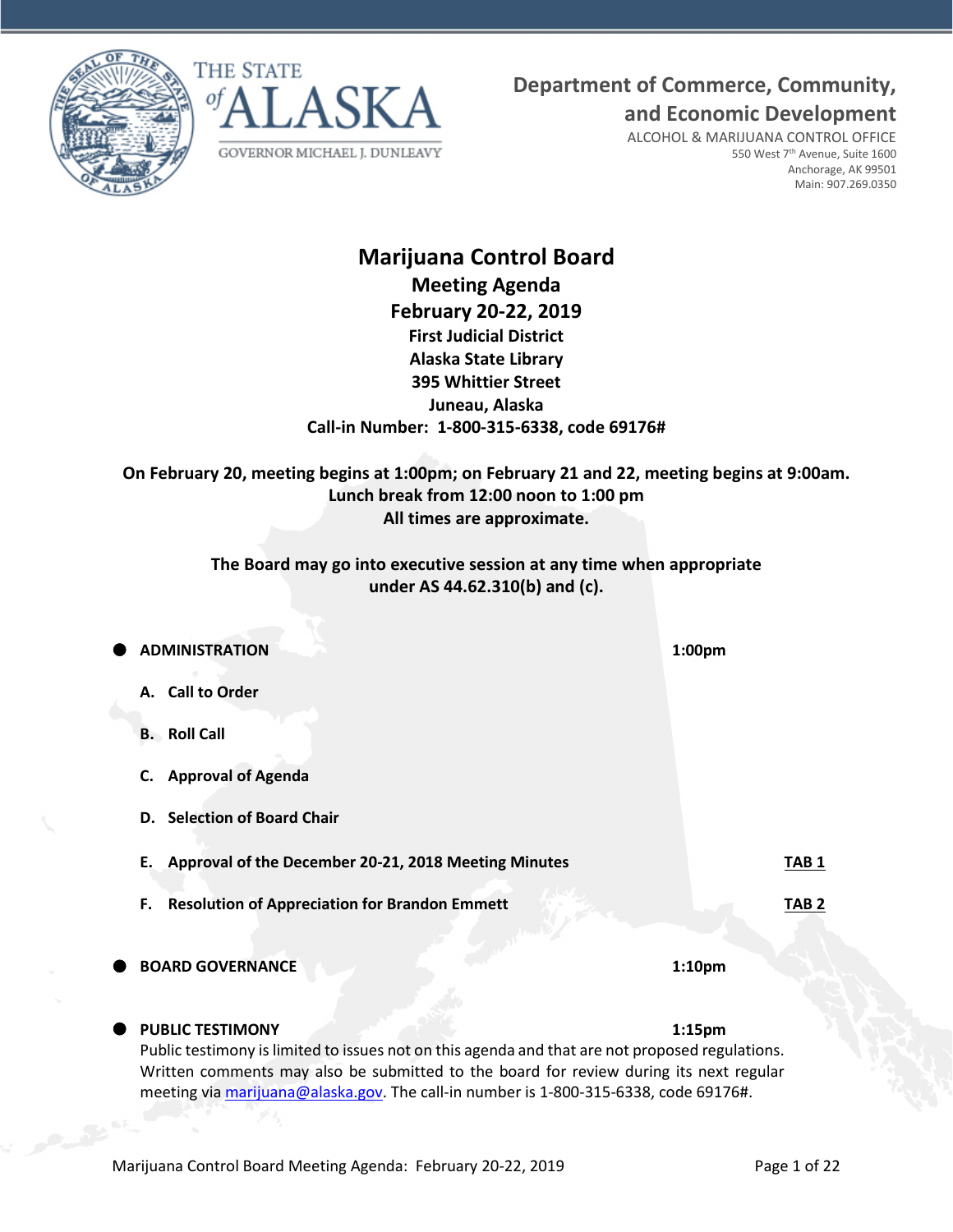THE STATE of ALASKA

GOVERNOR MICHAEL J. DUNLEAVY

**Department of Commerce, Community, and Economic Development**

ALCOHOL & MARIJUANA CONTROL OFFICE
550 West 7th Avenue, Suite 1600
Anchorage, AK 99501
Main: 907.269.0350

# Marijuana Control Board

## Meeting Agenda

## February 20-22, 2019

**First Judicial District**
**Alaska State Library**
**395 Whittier Street**
**Juneau, Alaska**
**Call-in Number: 1-800-315-6338, code 69176#**

**On February 20, meeting begins at 1:00pm; on February 21 and 22, meeting begins at 9:00am.**
**Lunch break from 12:00 noon to 1:00 pm**
**All times are approximate.**

**The Board may go into executive session at any time when appropriate under AS 44.62.310(b) and (c).**

- **ADMINISTRATION** — **1:00pm**
  - **A. Call to Order**
  - **B. Roll Call**
  - **C. Approval of Agenda**
  - **D. Selection of Board Chair**
  - **E. Approval of the December 20-21, 2018 Meeting Minutes** — **TAB 1**
  - **F. Resolution of Appreciation for Brandon Emmett** — **TAB 2**

- **BOARD GOVERNANCE** — **1:10pm**

- **PUBLIC TESTIMONY** — **1:15pm**

  Public testimony is limited to issues not on this agenda and that are not proposed regulations. Written comments may also be submitted to the board for review during its next regular meeting via marijuana@alaska.gov. The call-in number is 1-800-315-6338, code 69176#.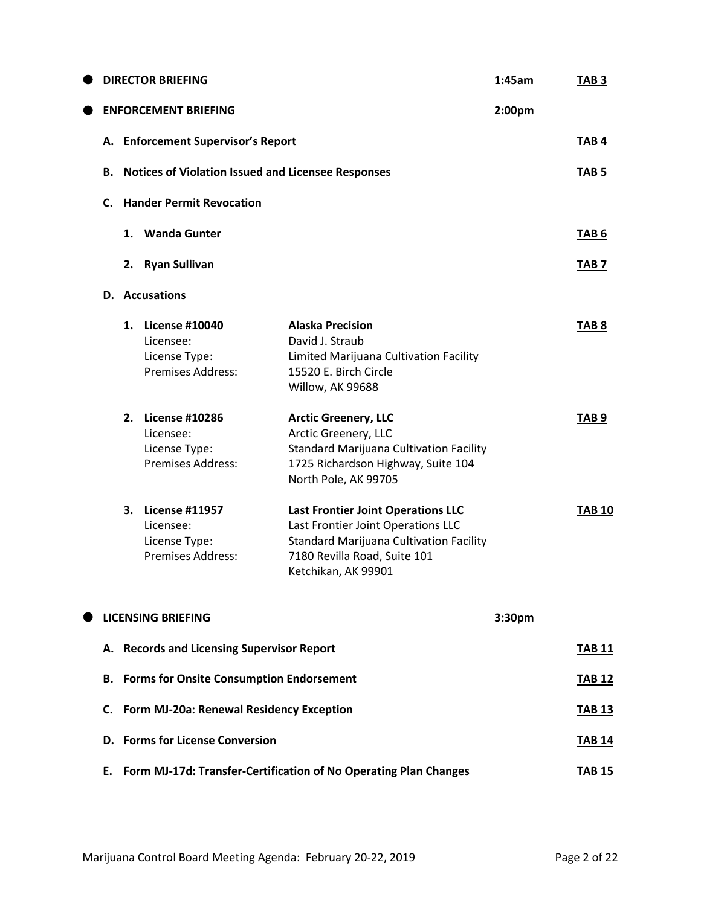- **DIRECTOR BRIEFING** — 1:45am — **TAB 3**

- **ENFORCEMENT BRIEFING** — 2:00pm

  **A. Enforcement Supervisor's Report** — **TAB 4**

  **B. Notices of Violation Issued and Licensee Responses** — **TAB 5**

  **C. Hander Permit Revocation**

  1. **Wanda Gunter** — **TAB 6**
  2. **Ryan Sullivan** — **TAB 7**

  **D. Accusations**

  | | | | |
  |---|---|---|---|
  | 1. | **License #10040**<br>Licensee:<br>License Type:<br>Premises Address: | **Alaska Precision**<br>David J. Straub<br>Limited Marijuana Cultivation Facility<br>15520 E. Birch Circle<br>Willow, AK 99688 | **TAB 8** |
  | 2. | **License #10286**<br>Licensee:<br>License Type:<br>Premises Address: | **Arctic Greenery, LLC**<br>Arctic Greenery, LLC<br>Standard Marijuana Cultivation Facility<br>1725 Richardson Highway, Suite 104<br>North Pole, AK 99705 | **TAB 9** |
  | 3. | **License #11957**<br>Licensee:<br>License Type:<br>Premises Address: | **Last Frontier Joint Operations LLC**<br>Last Frontier Joint Operations LLC<br>Standard Marijuana Cultivation Facility<br>7180 Revilla Road, Suite 101<br>Ketchikan, AK 99901 | **TAB 10** |

- **LICENSING BRIEFING** — 3:30pm

  **A. Records and Licensing Supervisor Report** — **TAB 11**

  **B. Forms for Onsite Consumption Endorsement** — **TAB 12**

  **C. Form MJ-20a: Renewal Residency Exception** — **TAB 13**

  **D. Forms for License Conversion** — **TAB 14**

  **E. Form MJ-17d: Transfer-Certification of No Operating Plan Changes** — **TAB 15**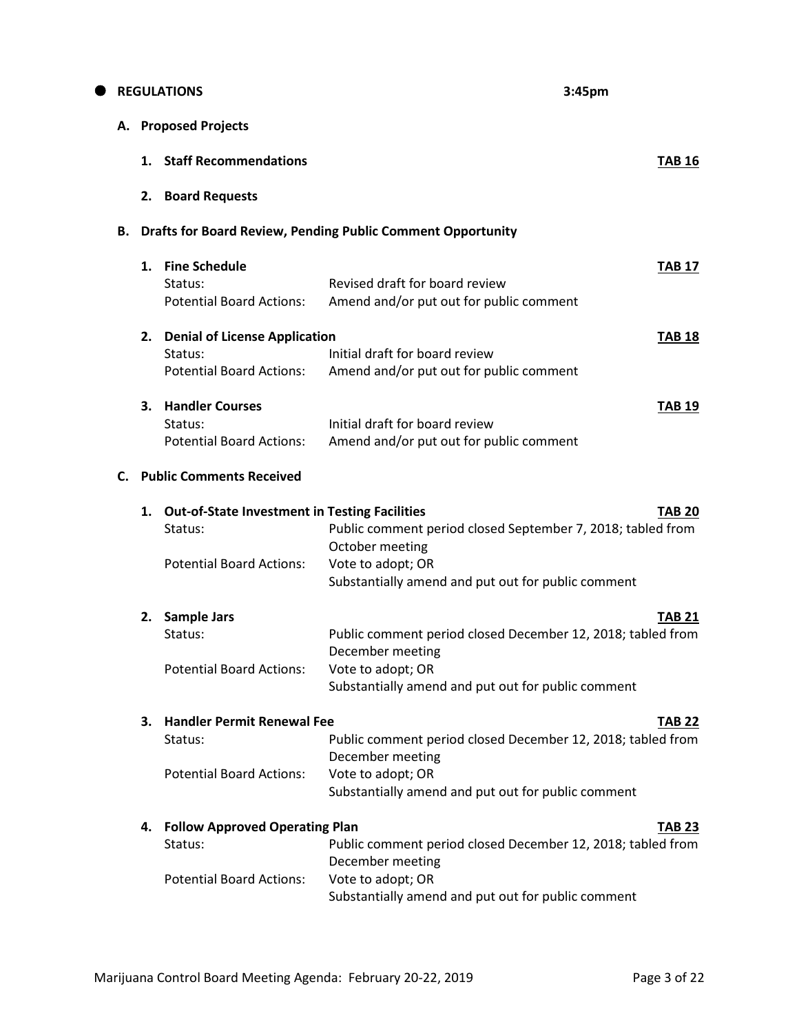## REGULATIONS 3:45pm

### A. Proposed Projects

1. **Staff Recommendations** **TAB 16**

2. **Board Requests**

### B. Drafts for Board Review, Pending Public Comment Opportunity

1. **Fine Schedule** **TAB 17**
   Status: Revised draft for board review
   Potential Board Actions: Amend and/or put out for public comment

2. **Denial of License Application** **TAB 18**
   Status: Initial draft for board review
   Potential Board Actions: Amend and/or put out for public comment

3. **Handler Courses** **TAB 19**
   Status: Initial draft for board review
   Potential Board Actions: Amend and/or put out for public comment

### C. Public Comments Received

1. **Out-of-State Investment in Testing Facilities** **TAB 20**
   Status: Public comment period closed September 7, 2018; tabled from October meeting
   Potential Board Actions: Vote to adopt; OR
   Substantially amend and put out for public comment

2. **Sample Jars** **TAB 21**
   Status: Public comment period closed December 12, 2018; tabled from December meeting
   Potential Board Actions: Vote to adopt; OR
   Substantially amend and put out for public comment

3. **Handler Permit Renewal Fee** **TAB 22**
   Status: Public comment period closed December 12, 2018; tabled from December meeting
   Potential Board Actions: Vote to adopt; OR
   Substantially amend and put out for public comment

4. **Follow Approved Operating Plan** **TAB 23**
   Status: Public comment period closed December 12, 2018; tabled from December meeting
   Potential Board Actions: Vote to adopt; OR
   Substantially amend and put out for public comment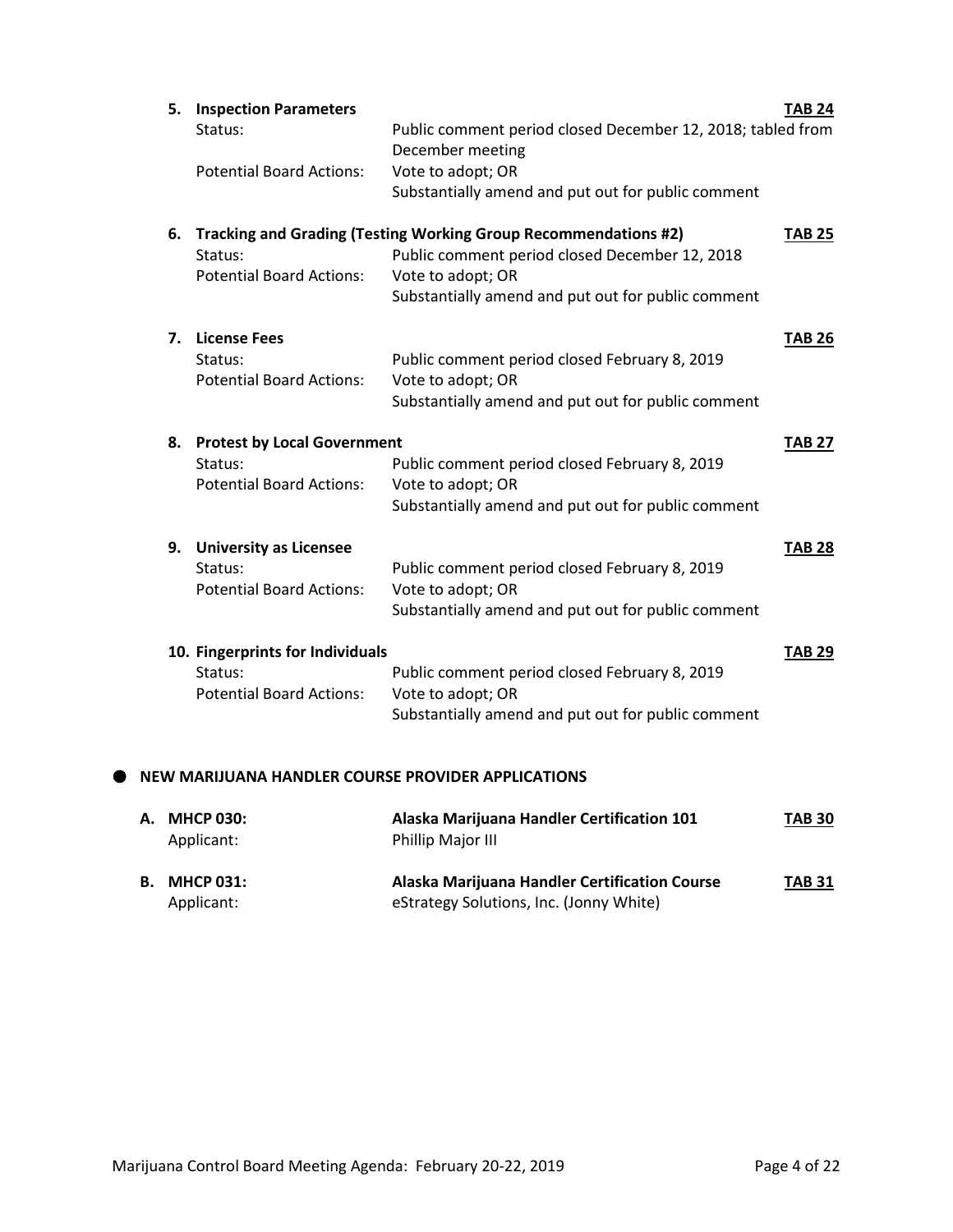5. **Inspection Parameters** — **TAB 24**

   Status: Public comment period closed December 12, 2018; tabled from December meeting

   Potential Board Actions: Vote to adopt; OR
   Substantially amend and put out for public comment

6. **Tracking and Grading (Testing Working Group Recommendations #2)** — **TAB 25**

   Status: Public comment period closed December 12, 2018

   Potential Board Actions: Vote to adopt; OR
   Substantially amend and put out for public comment

7. **License Fees** — **TAB 26**

   Status: Public comment period closed February 8, 2019

   Potential Board Actions: Vote to adopt; OR
   Substantially amend and put out for public comment

8. **Protest by Local Government** — **TAB 27**

   Status: Public comment period closed February 8, 2019

   Potential Board Actions: Vote to adopt; OR
   Substantially amend and put out for public comment

9. **University as Licensee** — **TAB 28**

   Status: Public comment period closed February 8, 2019

   Potential Board Actions: Vote to adopt; OR
   Substantially amend and put out for public comment

10. **Fingerprints for Individuals** — **TAB 29**

    Status: Public comment period closed February 8, 2019

    Potential Board Actions: Vote to adopt; OR
    Substantially amend and put out for public comment

## NEW MARIJUANA HANDLER COURSE PROVIDER APPLICATIONS

A. **MHCP 030:** **Alaska Marijuana Handler Certification 101** — **TAB 30**

   Applicant: Phillip Major III

B. **MHCP 031:** **Alaska Marijuana Handler Certification Course** — **TAB 31**

   Applicant: eStrategy Solutions, Inc. (Jonny White)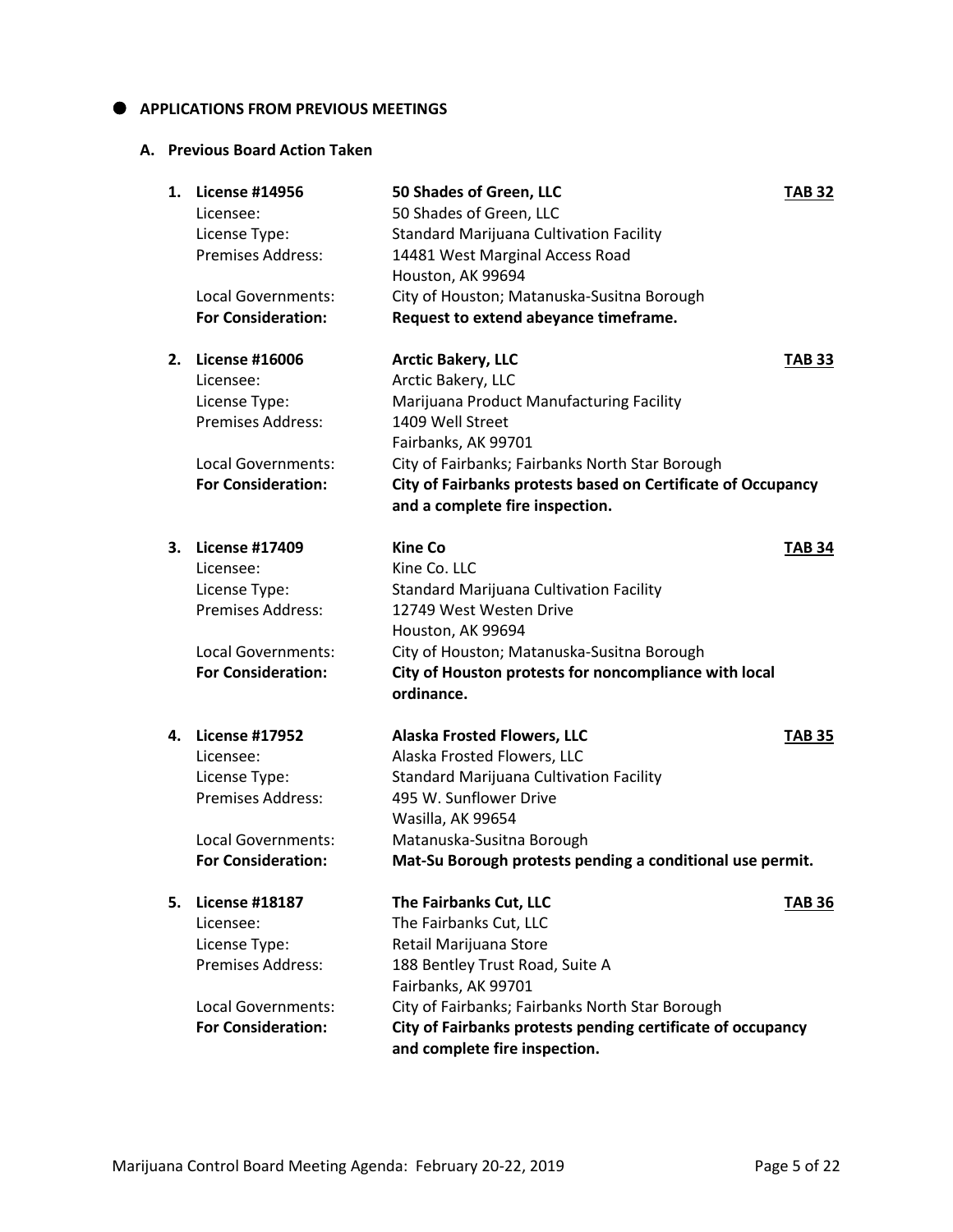## APPLICATIONS FROM PREVIOUS MEETINGS

### A. Previous Board Action Taken

1. **License #14956** — **50 Shades of Green, LLC** — **TAB 32**
   - Licensee: 50 Shades of Green, LLC
   - License Type: Standard Marijuana Cultivation Facility
   - Premises Address: 14481 West Marginal Access Road, Houston, AK 99694
   - Local Governments: City of Houston; Matanuska-Susitna Borough
   - **For Consideration:** **Request to extend abeyance timeframe.**

2. **License #16006** — **Arctic Bakery, LLC** — **TAB 33**
   - Licensee: Arctic Bakery, LLC
   - License Type: Marijuana Product Manufacturing Facility
   - Premises Address: 1409 Well Street, Fairbanks, AK 99701
   - Local Governments: City of Fairbanks; Fairbanks North Star Borough
   - **For Consideration:** **City of Fairbanks protests based on Certificate of Occupancy and a complete fire inspection.**

3. **License #17409** — **Kine Co** — **TAB 34**
   - Licensee: Kine Co. LLC
   - License Type: Standard Marijuana Cultivation Facility
   - Premises Address: 12749 West Westen Drive, Houston, AK 99694
   - Local Governments: City of Houston; Matanuska-Susitna Borough
   - **For Consideration:** **City of Houston protests for noncompliance with local ordinance.**

4. **License #17952** — **Alaska Frosted Flowers, LLC** — **TAB 35**
   - Licensee: Alaska Frosted Flowers, LLC
   - License Type: Standard Marijuana Cultivation Facility
   - Premises Address: 495 W. Sunflower Drive, Wasilla, AK 99654
   - Local Governments: Matanuska-Susitna Borough
   - **For Consideration:** **Mat-Su Borough protests pending a conditional use permit.**

5. **License #18187** — **The Fairbanks Cut, LLC** — **TAB 36**
   - Licensee: The Fairbanks Cut, LLC
   - License Type: Retail Marijuana Store
   - Premises Address: 188 Bentley Trust Road, Suite A, Fairbanks, AK 99701
   - Local Governments: City of Fairbanks; Fairbanks North Star Borough
   - **For Consideration:** **City of Fairbanks protests pending certificate of occupancy and complete fire inspection.**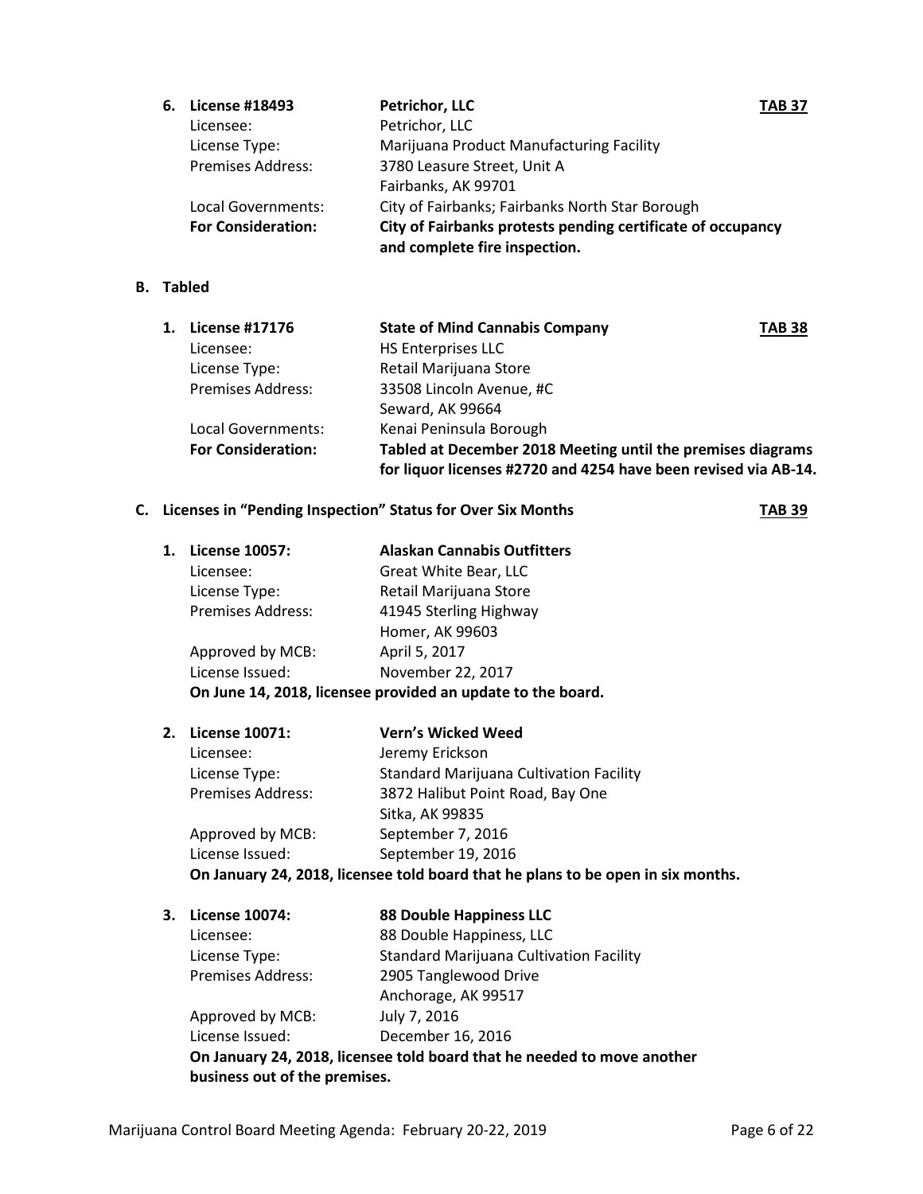6. **License #18493** **Petrichor, LLC** **TAB 37**

   Licensee: Petrichor, LLC
   License Type: Marijuana Product Manufacturing Facility
   Premises Address: 3780 Leasure Street, Unit A
   Fairbanks, AK 99701
   Local Governments: City of Fairbanks; Fairbanks North Star Borough
   **For Consideration:** **City of Fairbanks protests pending certificate of occupancy and complete fire inspection.**

## B. Tabled

1. **License #17176** **State of Mind Cannabis Company** **TAB 38**

   Licensee: HS Enterprises LLC
   License Type: Retail Marijuana Store
   Premises Address: 33508 Lincoln Avenue, #C
   Seward, AK 99664
   Local Governments: Kenai Peninsula Borough
   **For Consideration:** **Tabled at December 2018 Meeting until the premises diagrams for liquor licenses #2720 and 4254 have been revised via AB-14.**

## C. Licenses in "Pending Inspection" Status for Over Six Months **TAB 39**

1. **License 10057:** **Alaskan Cannabis Outfitters**

   Licensee: Great White Bear, LLC
   License Type: Retail Marijuana Store
   Premises Address: 41945 Sterling Highway
   Homer, AK 99603
   Approved by MCB: April 5, 2017
   License Issued: November 22, 2017
   **On June 14, 2018, licensee provided an update to the board.**

2. **License 10071:** **Vern's Wicked Weed**

   Licensee: Jeremy Erickson
   License Type: Standard Marijuana Cultivation Facility
   Premises Address: 3872 Halibut Point Road, Bay One
   Sitka, AK 99835
   Approved by MCB: September 7, 2016
   License Issued: September 19, 2016
   **On January 24, 2018, licensee told board that he plans to be open in six months.**

3. **License 10074:** **88 Double Happiness LLC**

   Licensee: 88 Double Happiness, LLC
   License Type: Standard Marijuana Cultivation Facility
   Premises Address: 2905 Tanglewood Drive
   Anchorage, AK 99517
   Approved by MCB: July 7, 2016
   License Issued: December 16, 2016
   **On January 24, 2018, licensee told board that he needed to move another business out of the premises.**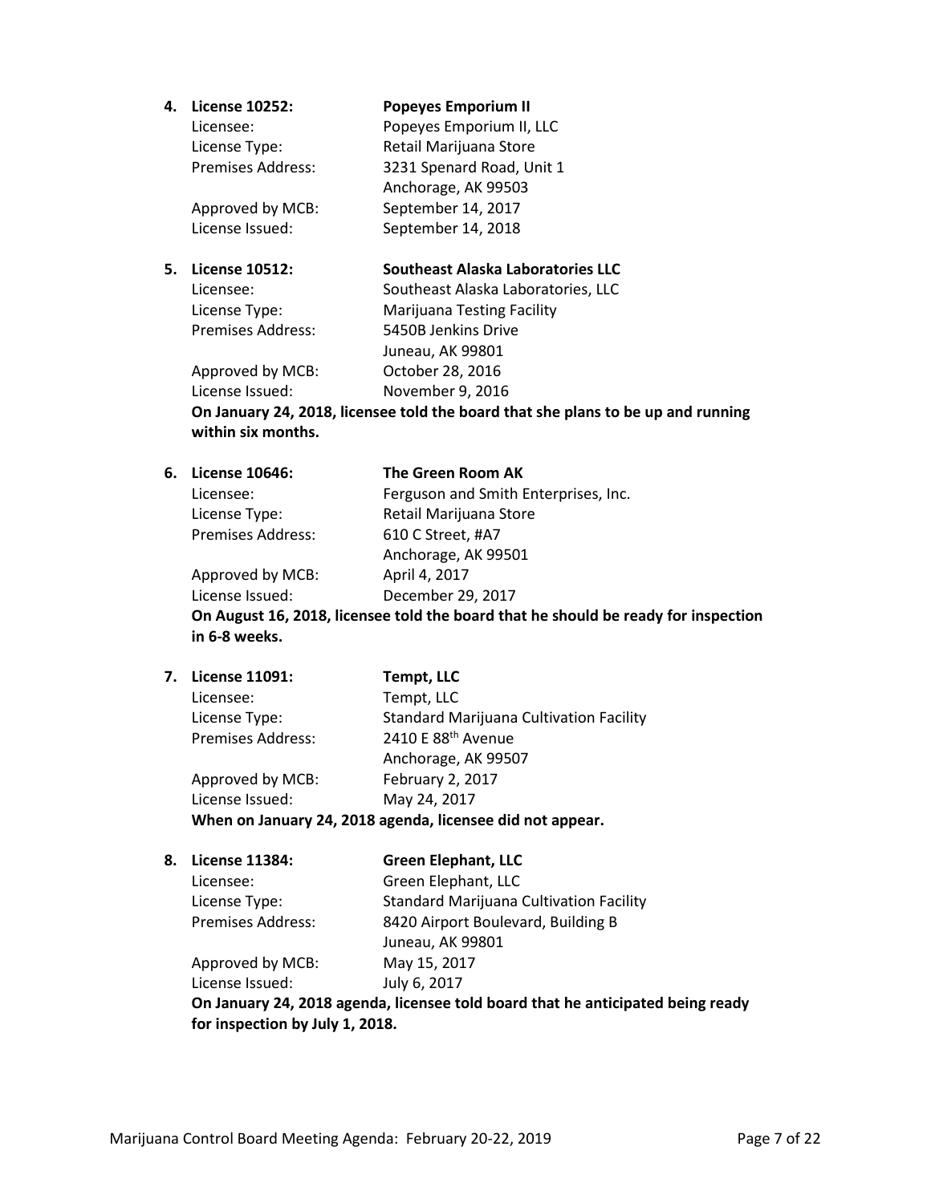4. **License 10252: Popeyes Emporium II**

   Licensee: Popeyes Emporium II, LLC
   License Type: Retail Marijuana Store
   Premises Address: 3231 Spenard Road, Unit 1
   Anchorage, AK 99503
   Approved by MCB: September 14, 2017
   License Issued: September 14, 2018

5. **License 10512: Southeast Alaska Laboratories LLC**

   Licensee: Southeast Alaska Laboratories, LLC
   License Type: Marijuana Testing Facility
   Premises Address: 5450B Jenkins Drive
   Juneau, AK 99801
   Approved by MCB: October 28, 2016
   License Issued: November 9, 2016

   **On January 24, 2018, licensee told the board that she plans to be up and running within six months.**

6. **License 10646: The Green Room AK**

   Licensee: Ferguson and Smith Enterprises, Inc.
   License Type: Retail Marijuana Store
   Premises Address: 610 C Street, #A7
   Anchorage, AK 99501
   Approved by MCB: April 4, 2017
   License Issued: December 29, 2017

   **On August 16, 2018, licensee told the board that he should be ready for inspection in 6-8 weeks.**

7. **License 11091: Tempt, LLC**

   Licensee: Tempt, LLC
   License Type: Standard Marijuana Cultivation Facility
   Premises Address: 2410 E 88th Avenue
   Anchorage, AK 99507
   Approved by MCB: February 2, 2017
   License Issued: May 24, 2017

   **When on January 24, 2018 agenda, licensee did not appear.**

8. **License 11384: Green Elephant, LLC**

   Licensee: Green Elephant, LLC
   License Type: Standard Marijuana Cultivation Facility
   Premises Address: 8420 Airport Boulevard, Building B
   Juneau, AK 99801
   Approved by MCB: May 15, 2017
   License Issued: July 6, 2017

   **On January 24, 2018 agenda, licensee told board that he anticipated being ready for inspection by July 1, 2018.**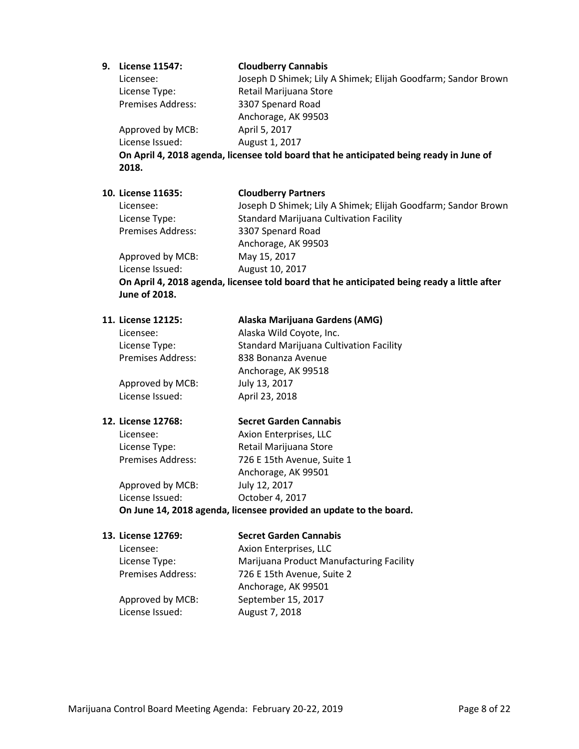9. **License 11547: Cloudberry Cannabis**

   Licensee: Joseph D Shimek; Lily A Shimek; Elijah Goodfarm; Sandor Brown
   License Type: Retail Marijuana Store
   Premises Address: 3307 Spenard Road
   Anchorage, AK 99503
   Approved by MCB: April 5, 2017
   License Issued: August 1, 2017

   **On April 4, 2018 agenda, licensee told board that he anticipated being ready in June of 2018.**

10. **License 11635: Cloudberry Partners**

    Licensee: Joseph D Shimek; Lily A Shimek; Elijah Goodfarm; Sandor Brown
    License Type: Standard Marijuana Cultivation Facility
    Premises Address: 3307 Spenard Road
    Anchorage, AK 99503
    Approved by MCB: May 15, 2017
    License Issued: August 10, 2017

    **On April 4, 2018 agenda, licensee told board that he anticipated being ready a little after June of 2018.**

11. **License 12125: Alaska Marijuana Gardens (AMG)**

    Licensee: Alaska Wild Coyote, Inc.
    License Type: Standard Marijuana Cultivation Facility
    Premises Address: 838 Bonanza Avenue
    Anchorage, AK 99518
    Approved by MCB: July 13, 2017
    License Issued: April 23, 2018

12. **License 12768: Secret Garden Cannabis**

    Licensee: Axion Enterprises, LLC
    License Type: Retail Marijuana Store
    Premises Address: 726 E 15th Avenue, Suite 1
    Anchorage, AK 99501
    Approved by MCB: July 12, 2017
    License Issued: October 4, 2017

    **On June 14, 2018 agenda, licensee provided an update to the board.**

13. **License 12769: Secret Garden Cannabis**

    Licensee: Axion Enterprises, LLC
    License Type: Marijuana Product Manufacturing Facility
    Premises Address: 726 E 15th Avenue, Suite 2
    Anchorage, AK 99501
    Approved by MCB: September 15, 2017
    License Issued: August 7, 2018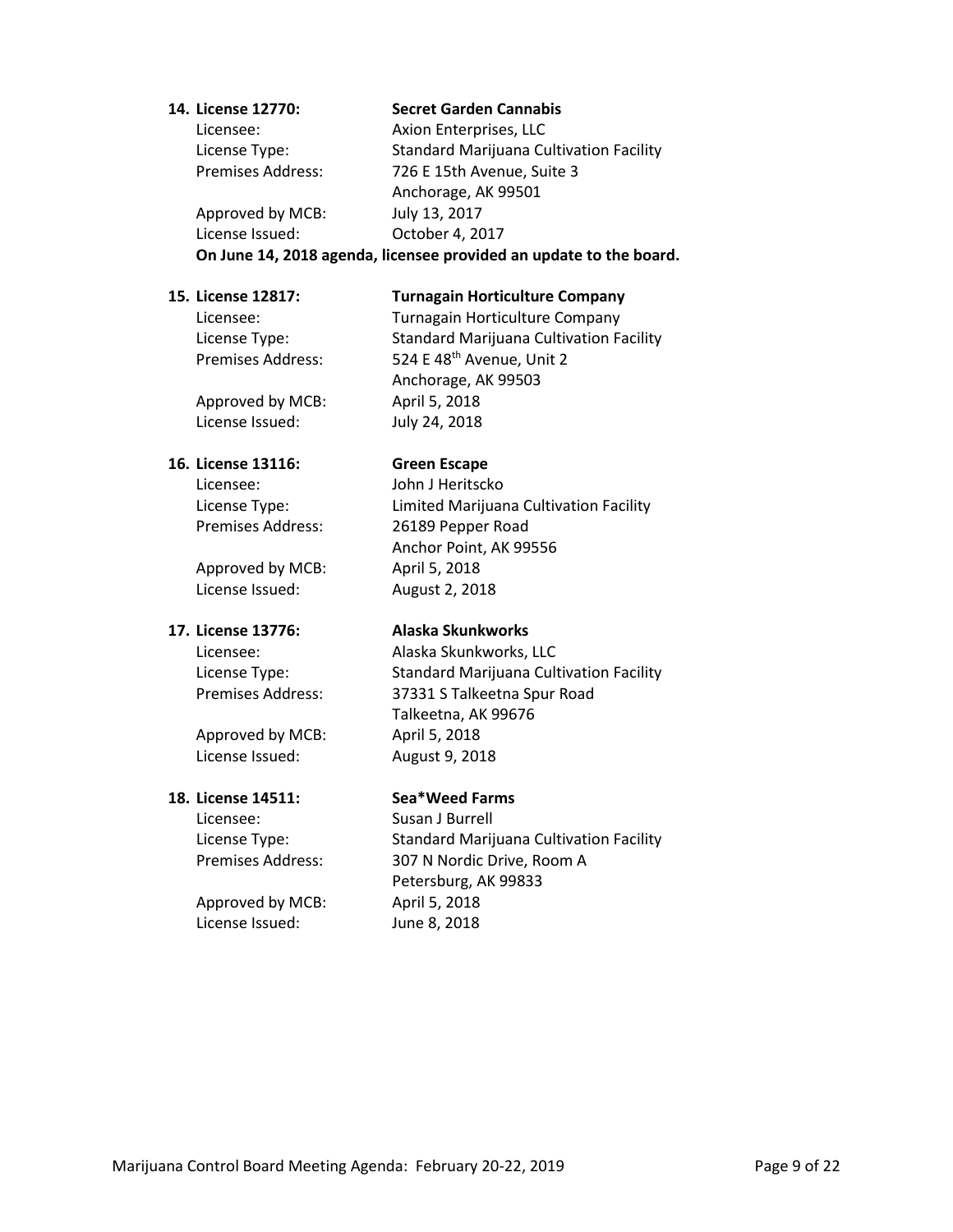**14. License 12770: Secret Garden Cannabis**

Licensee: Axion Enterprises, LLC
License Type: Standard Marijuana Cultivation Facility
Premises Address: 726 E 15th Avenue, Suite 3
Anchorage, AK 99501
Approved by MCB: July 13, 2017
License Issued: October 4, 2017

**On June 14, 2018 agenda, licensee provided an update to the board.**

**15. License 12817: Turnagain Horticulture Company**

Licensee: Turnagain Horticulture Company
License Type: Standard Marijuana Cultivation Facility
Premises Address: 524 E 48th Avenue, Unit 2
Anchorage, AK 99503
Approved by MCB: April 5, 2018
License Issued: July 24, 2018

**16. License 13116: Green Escape**

Licensee: John J Heritscko
License Type: Limited Marijuana Cultivation Facility
Premises Address: 26189 Pepper Road
Anchor Point, AK 99556
Approved by MCB: April 5, 2018
License Issued: August 2, 2018

**17. License 13776: Alaska Skunkworks**

Licensee: Alaska Skunkworks, LLC
License Type: Standard Marijuana Cultivation Facility
Premises Address: 37331 S Talkeetna Spur Road
Talkeetna, AK 99676
Approved by MCB: April 5, 2018
License Issued: August 9, 2018

**18. License 14511: Sea*Weed Farms**

Licensee: Susan J Burrell
License Type: Standard Marijuana Cultivation Facility
Premises Address: 307 N Nordic Drive, Room A
Petersburg, AK 99833
Approved by MCB: April 5, 2018
License Issued: June 8, 2018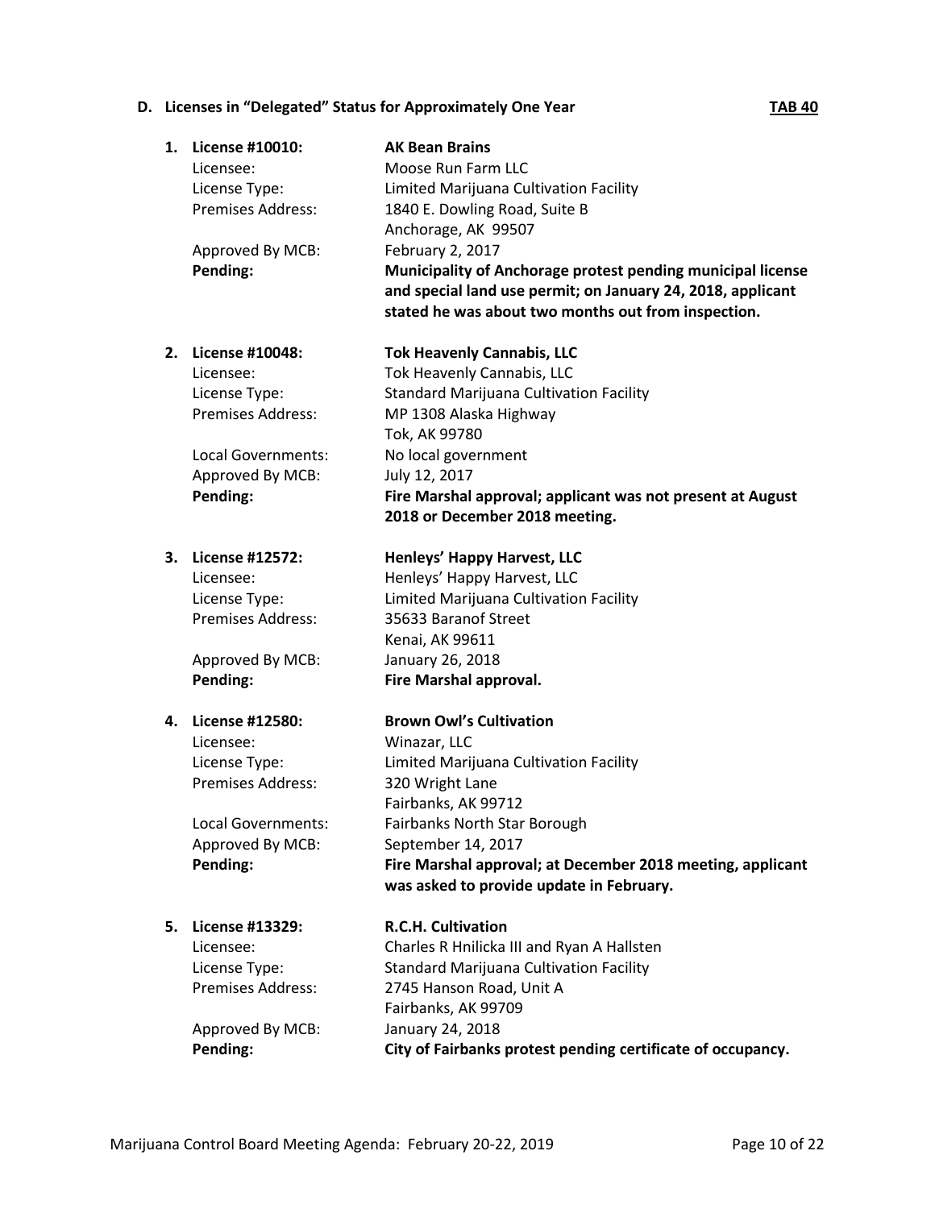## D. Licenses in "Delegated" Status for Approximately One Year **TAB 40**

1. **License #10010:** **AK Bean Brains**
   Licensee: Moose Run Farm LLC
   License Type: Limited Marijuana Cultivation Facility
   Premises Address: 1840 E. Dowling Road, Suite B
   Anchorage, AK 99507
   Approved By MCB: February 2, 2017
   **Pending:** **Municipality of Anchorage protest pending municipal license and special land use permit; on January 24, 2018, applicant stated he was about two months out from inspection.**

2. **License #10048:** **Tok Heavenly Cannabis, LLC**
   Licensee: Tok Heavenly Cannabis, LLC
   License Type: Standard Marijuana Cultivation Facility
   Premises Address: MP 1308 Alaska Highway
   Tok, AK 99780
   Local Governments: No local government
   Approved By MCB: July 12, 2017
   **Pending:** **Fire Marshal approval; applicant was not present at August 2018 or December 2018 meeting.**

3. **License #12572:** **Henleys' Happy Harvest, LLC**
   Licensee: Henleys' Happy Harvest, LLC
   License Type: Limited Marijuana Cultivation Facility
   Premises Address: 35633 Baranof Street
   Kenai, AK 99611
   Approved By MCB: January 26, 2018
   **Pending:** **Fire Marshal approval.**

4. **License #12580:** **Brown Owl's Cultivation**
   Licensee: Winazar, LLC
   License Type: Limited Marijuana Cultivation Facility
   Premises Address: 320 Wright Lane
   Fairbanks, AK 99712
   Local Governments: Fairbanks North Star Borough
   Approved By MCB: September 14, 2017
   **Pending:** **Fire Marshal approval; at December 2018 meeting, applicant was asked to provide update in February.**

5. **License #13329:** **R.C.H. Cultivation**
   Licensee: Charles R Hnilicka III and Ryan A Hallsten
   License Type: Standard Marijuana Cultivation Facility
   Premises Address: 2745 Hanson Road, Unit A
   Fairbanks, AK 99709
   Approved By MCB: January 24, 2018
   **Pending:** **City of Fairbanks protest pending certificate of occupancy.**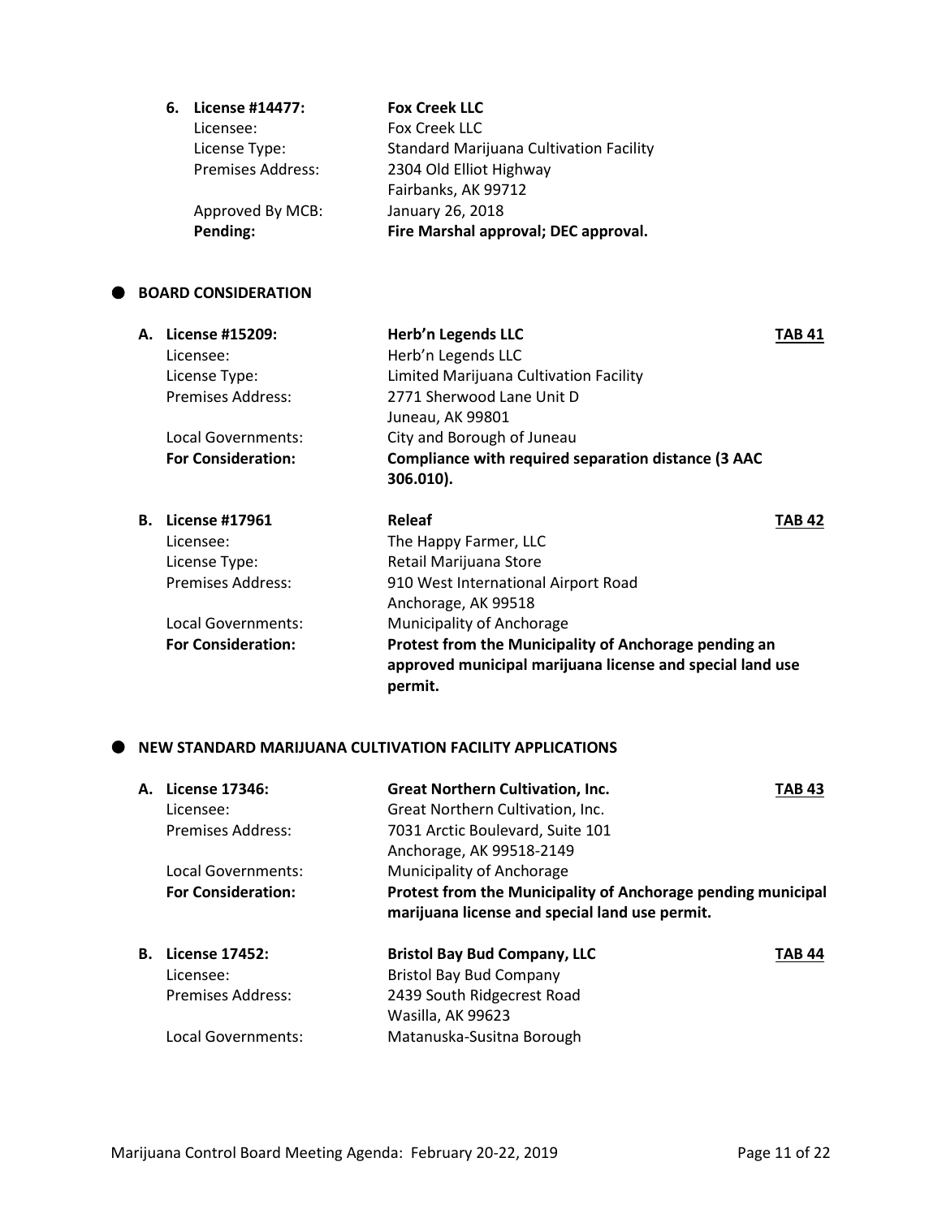6. **License #14477:** **Fox Creek LLC**
   Licensee: Fox Creek LLC
   License Type: Standard Marijuana Cultivation Facility
   Premises Address: 2304 Old Elliot Highway
   Fairbanks, AK 99712
   Approved By MCB: January 26, 2018
   **Pending:** **Fire Marshal approval; DEC approval.**

## BOARD CONSIDERATION

**A. License #15209:** **Herb'n Legends LLC** **TAB 41**
Licensee: Herb'n Legends LLC
License Type: Limited Marijuana Cultivation Facility
Premises Address: 2771 Sherwood Lane Unit D
Juneau, AK 99801
Local Governments: City and Borough of Juneau
**For Consideration:** **Compliance with required separation distance (3 AAC 306.010).**

**B. License #17961** **Releaf** **TAB 42**
Licensee: The Happy Farmer, LLC
License Type: Retail Marijuana Store
Premises Address: 910 West International Airport Road
Anchorage, AK 99518
Local Governments: Municipality of Anchorage
**For Consideration:** **Protest from the Municipality of Anchorage pending an approved municipal marijuana license and special land use permit.**

## NEW STANDARD MARIJUANA CULTIVATION FACILITY APPLICATIONS

**A. License 17346:** **Great Northern Cultivation, Inc.** **TAB 43**
Licensee: Great Northern Cultivation, Inc.
Premises Address: 7031 Arctic Boulevard, Suite 101
Anchorage, AK 99518-2149
Local Governments: Municipality of Anchorage
**For Consideration:** **Protest from the Municipality of Anchorage pending municipal marijuana license and special land use permit.**

**B. License 17452:** **Bristol Bay Bud Company, LLC** **TAB 44**
Licensee: Bristol Bay Bud Company
Premises Address: 2439 South Ridgecrest Road
Wasilla, AK 99623
Local Governments: Matanuska-Susitna Borough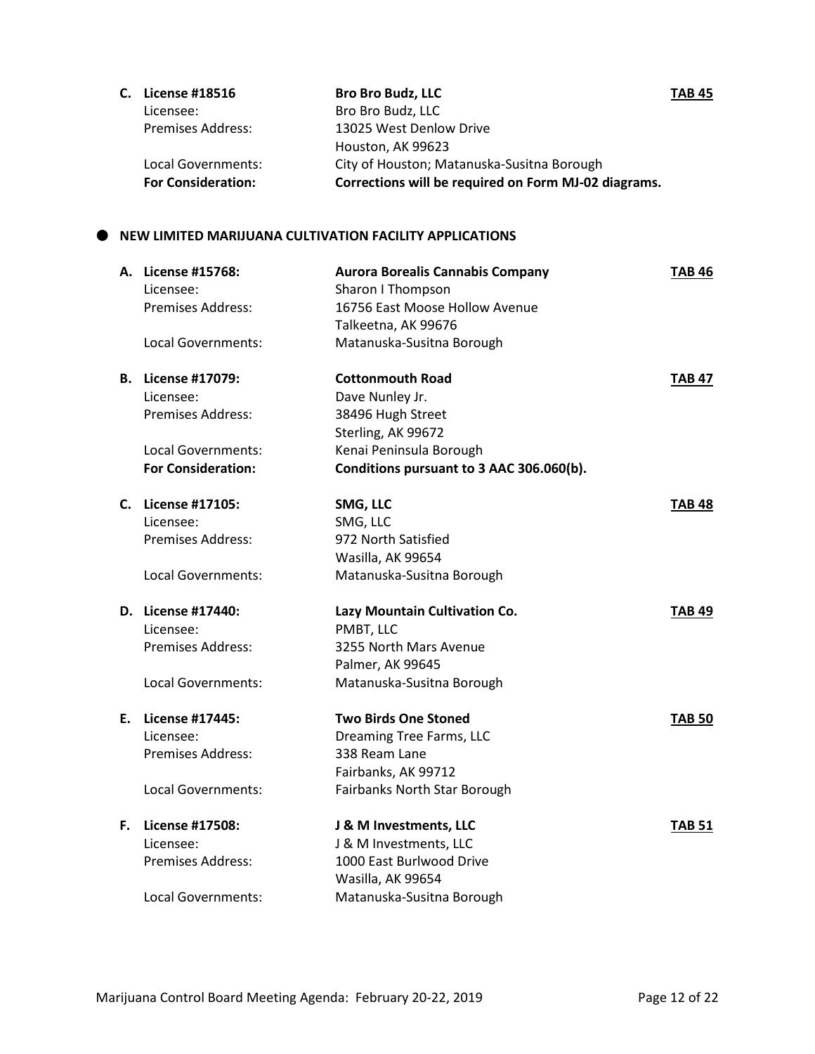**C. License #18516** — **Bro Bro Budz, LLC** — **TAB 45**

Licensee: Bro Bro Budz, LLC
Premises Address: 13025 West Denlow Drive, Houston, AK 99623
Local Governments: City of Houston; Matanuska-Susitna Borough
**For Consideration:** **Corrections will be required on Form MJ-02 diagrams.**

## NEW LIMITED MARIJUANA CULTIVATION FACILITY APPLICATIONS

**A. License #15768:** — **Aurora Borealis Cannabis Company** — **TAB 46**

Licensee: Sharon I Thompson
Premises Address: 16756 East Moose Hollow Avenue, Talkeetna, AK 99676
Local Governments: Matanuska-Susitna Borough

**B. License #17079:** — **Cottonmouth Road** — **TAB 47**

Licensee: Dave Nunley Jr.
Premises Address: 38496 Hugh Street, Sterling, AK 99672
Local Governments: Kenai Peninsula Borough
**For Consideration:** **Conditions pursuant to 3 AAC 306.060(b).**

**C. License #17105:** — **SMG, LLC** — **TAB 48**

Licensee: SMG, LLC
Premises Address: 972 North Satisfied, Wasilla, AK 99654
Local Governments: Matanuska-Susitna Borough

**D. License #17440:** — **Lazy Mountain Cultivation Co.** — **TAB 49**

Licensee: PMBT, LLC
Premises Address: 3255 North Mars Avenue, Palmer, AK 99645
Local Governments: Matanuska-Susitna Borough

**E. License #17445:** — **Two Birds One Stoned** — **TAB 50**

Licensee: Dreaming Tree Farms, LLC
Premises Address: 338 Ream Lane, Fairbanks, AK 99712
Local Governments: Fairbanks North Star Borough

**F. License #17508:** — **J & M Investments, LLC** — **TAB 51**

Licensee: J & M Investments, LLC
Premises Address: 1000 East Burlwood Drive, Wasilla, AK 99654
Local Governments: Matanuska-Susitna Borough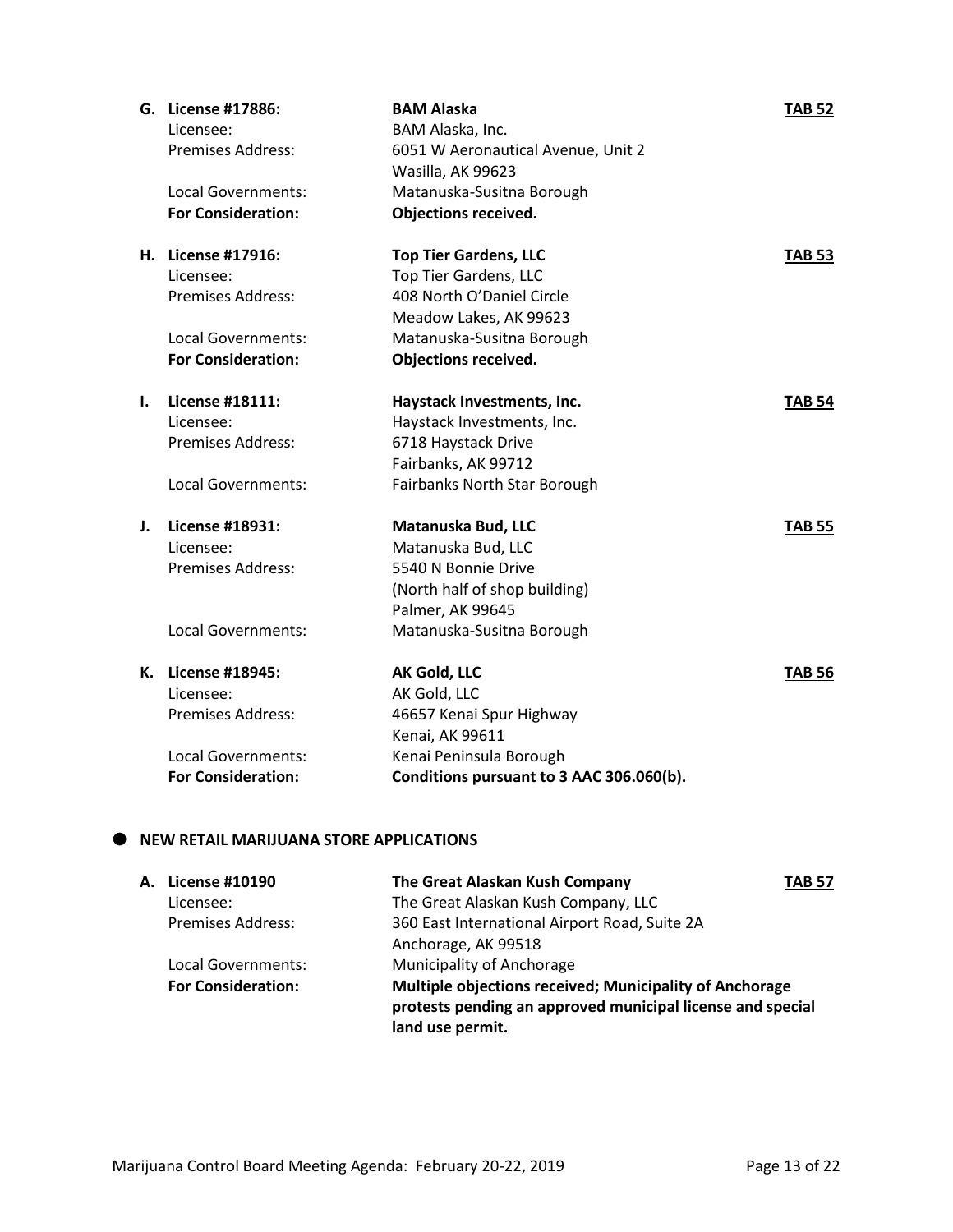**G. License #17886:** **BAM Alaska** **TAB 52**

Licensee: BAM Alaska, Inc.
Premises Address: 6051 W Aeronautical Avenue, Unit 2
Wasilla, AK 99623
Local Governments: Matanuska-Susitna Borough
**For Consideration:** **Objections received.**

**H. License #17916:** **Top Tier Gardens, LLC** **TAB 53**

Licensee: Top Tier Gardens, LLC
Premises Address: 408 North O'Daniel Circle
Meadow Lakes, AK 99623
Local Governments: Matanuska-Susitna Borough
**For Consideration:** **Objections received.**

**I. License #18111:** **Haystack Investments, Inc.** **TAB 54**

Licensee: Haystack Investments, Inc.
Premises Address: 6718 Haystack Drive
Fairbanks, AK 99712
Local Governments: Fairbanks North Star Borough

**J. License #18931:** **Matanuska Bud, LLC** **TAB 55**

Licensee: Matanuska Bud, LLC
Premises Address: 5540 N Bonnie Drive
(North half of shop building)
Palmer, AK 99645
Local Governments: Matanuska-Susitna Borough

**K. License #18945:** **AK Gold, LLC** **TAB 56**

Licensee: AK Gold, LLC
Premises Address: 46657 Kenai Spur Highway
Kenai, AK 99611
Local Governments: Kenai Peninsula Borough
**For Consideration:** **Conditions pursuant to 3 AAC 306.060(b).**

- **NEW RETAIL MARIJUANA STORE APPLICATIONS**

**A. License #10190** **The Great Alaskan Kush Company** **TAB 57**

Licensee: The Great Alaskan Kush Company, LLC
Premises Address: 360 East International Airport Road, Suite 2A
Anchorage, AK 99518
Local Governments: Municipality of Anchorage
**For Consideration:** **Multiple objections received; Municipality of Anchorage protests pending an approved municipal license and special land use permit.**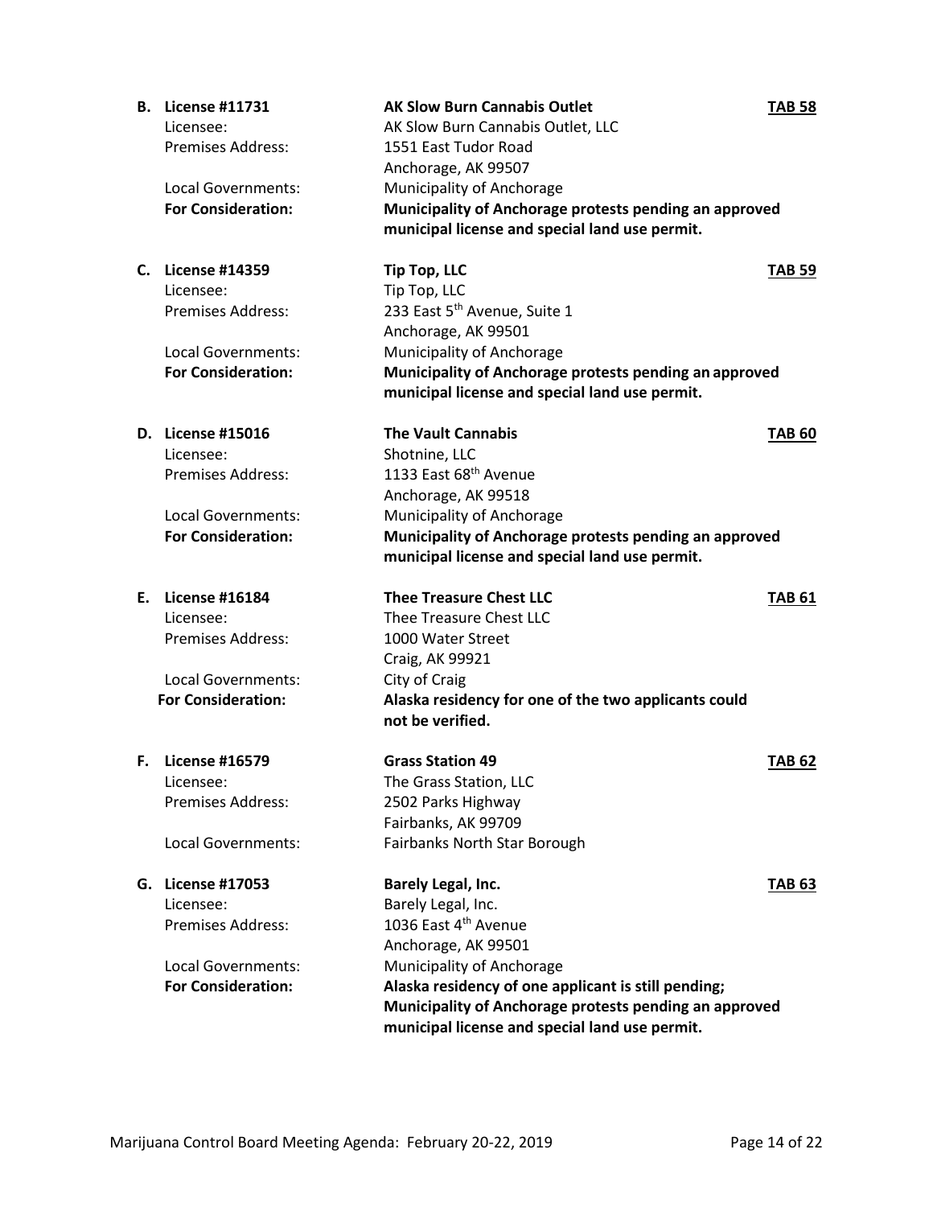**B. License #11731** **AK Slow Burn Cannabis Outlet** **TAB 58**
Licensee: AK Slow Burn Cannabis Outlet, LLC
Premises Address: 1551 East Tudor Road
Anchorage, AK 99507
Local Governments: Municipality of Anchorage
**For Consideration:** **Municipality of Anchorage protests pending an approved municipal license and special land use permit.**

**C. License #14359** **Tip Top, LLC** **TAB 59**
Licensee: Tip Top, LLC
Premises Address: 233 East 5th Avenue, Suite 1
Anchorage, AK 99501
Local Governments: Municipality of Anchorage
**For Consideration:** **Municipality of Anchorage protests pending an approved municipal license and special land use permit.**

**D. License #15016** **The Vault Cannabis** **TAB 60**
Licensee: Shotnine, LLC
Premises Address: 1133 East 68th Avenue
Anchorage, AK 99518
Local Governments: Municipality of Anchorage
**For Consideration:** **Municipality of Anchorage protests pending an approved municipal license and special land use permit.**

**E. License #16184** **Thee Treasure Chest LLC** **TAB 61**
Licensee: Thee Treasure Chest LLC
Premises Address: 1000 Water Street
Craig, AK 99921
Local Governments: City of Craig
**For Consideration:** **Alaska residency for one of the two applicants could not be verified.**

**F. License #16579** **Grass Station 49** **TAB 62**
Licensee: The Grass Station, LLC
Premises Address: 2502 Parks Highway
Fairbanks, AK 99709
Local Governments: Fairbanks North Star Borough

**G. License #17053** **Barely Legal, Inc.** **TAB 63**
Licensee: Barely Legal, Inc.
Premises Address: 1036 East 4th Avenue
Anchorage, AK 99501
Local Governments: Municipality of Anchorage
**For Consideration:** **Alaska residency of one applicant is still pending; Municipality of Anchorage protests pending an approved municipal license and special land use permit.**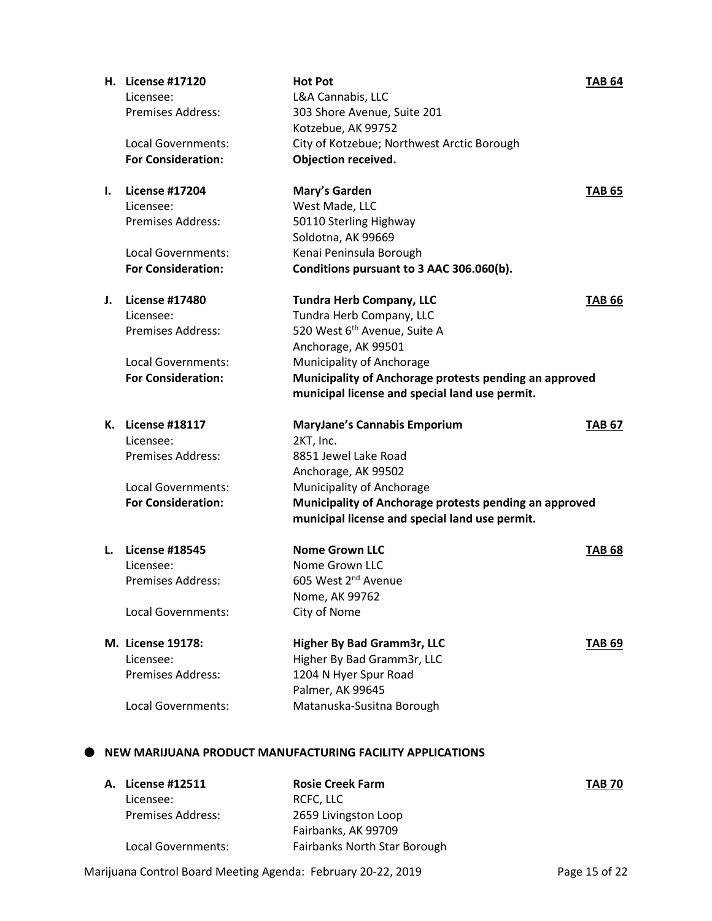**H. License #17120** — **Hot Pot** — **TAB 64**

Licensee: L&A Cannabis, LLC
Premises Address: 303 Shore Avenue, Suite 201
Kotzebue, AK 99752
Local Governments: City of Kotzebue; Northwest Arctic Borough
**For Consideration:** **Objection received.**

**I. License #17204** — **Mary's Garden** — **TAB 65**

Licensee: West Made, LLC
Premises Address: 50110 Sterling Highway
Soldotna, AK 99669
Local Governments: Kenai Peninsula Borough
**For Consideration:** **Conditions pursuant to 3 AAC 306.060(b).**

**J. License #17480** — **Tundra Herb Company, LLC** — **TAB 66**

Licensee: Tundra Herb Company, LLC
Premises Address: 520 West 6th Avenue, Suite A
Anchorage, AK 99501
Local Governments: Municipality of Anchorage
**For Consideration:** **Municipality of Anchorage protests pending an approved municipal license and special land use permit.**

**K. License #18117** — **MaryJane's Cannabis Emporium** — **TAB 67**

Licensee: 2KT, Inc.
Premises Address: 8851 Jewel Lake Road
Anchorage, AK 99502
Local Governments: Municipality of Anchorage
**For Consideration:** **Municipality of Anchorage protests pending an approved municipal license and special land use permit.**

**L. License #18545** — **Nome Grown LLC** — **TAB 68**

Licensee: Nome Grown LLC
Premises Address: 605 West 2nd Avenue
Nome, AK 99762
Local Governments: City of Nome

**M. License 19178:** — **Higher By Bad Gramm3r, LLC** — **TAB 69**

Licensee: Higher By Bad Gramm3r, LLC
Premises Address: 1204 N Hyer Spur Road
Palmer, AK 99645
Local Governments: Matanuska-Susitna Borough

## NEW MARIJUANA PRODUCT MANUFACTURING FACILITY APPLICATIONS

**A. License #12511** — **Rosie Creek Farm** — **TAB 70**

Licensee: RCFC, LLC
Premises Address: 2659 Livingston Loop
Fairbanks, AK 99709
Local Governments: Fairbanks North Star Borough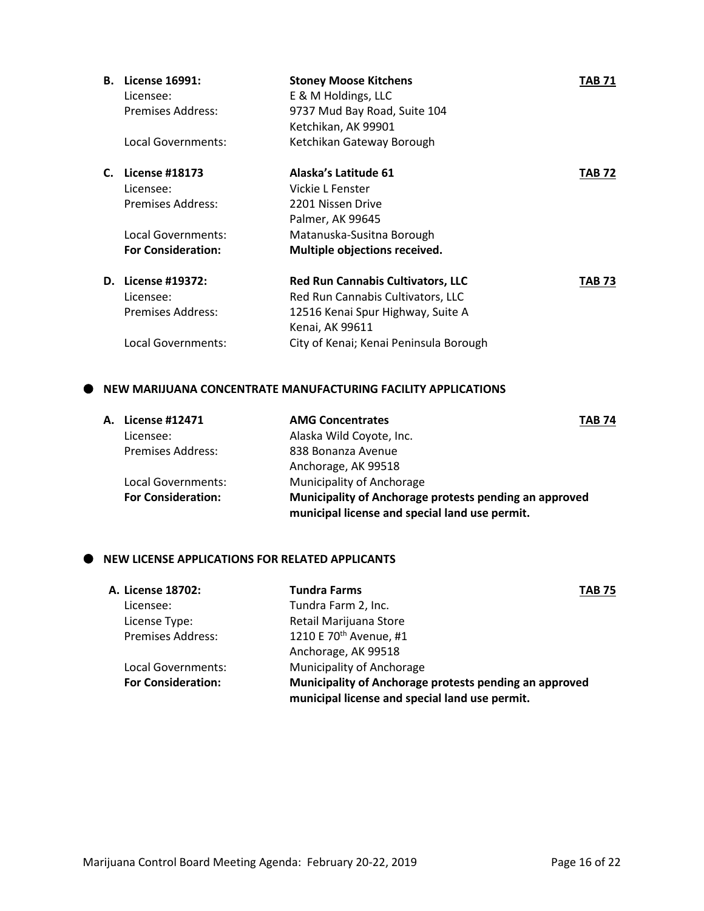**B. License 16991:** **Stoney Moose Kitchens** **TAB 71**

Licensee: E & M Holdings, LLC
Premises Address: 9737 Mud Bay Road, Suite 104
Ketchikan, AK 99901
Local Governments: Ketchikan Gateway Borough

**C. License #18173** **Alaska's Latitude 61** **TAB 72**

Licensee: Vickie L Fenster
Premises Address: 2201 Nissen Drive
Palmer, AK 99645
Local Governments: Matanuska-Susitna Borough
**For Consideration:** **Multiple objections received.**

**D. License #19372:** **Red Run Cannabis Cultivators, LLC** **TAB 73**

Licensee: Red Run Cannabis Cultivators, LLC
Premises Address: 12516 Kenai Spur Highway, Suite A
Kenai, AK 99611
Local Governments: City of Kenai; Kenai Peninsula Borough

- **NEW MARIJUANA CONCENTRATE MANUFACTURING FACILITY APPLICATIONS**

**A. License #12471** **AMG Concentrates** **TAB 74**

Licensee: Alaska Wild Coyote, Inc.
Premises Address: 838 Bonanza Avenue
Anchorage, AK 99518
Local Governments: Municipality of Anchorage
**For Consideration:** **Municipality of Anchorage protests pending an approved municipal license and special land use permit.**

- **NEW LICENSE APPLICATIONS FOR RELATED APPLICANTS**

**A. License 18702:** **Tundra Farms** **TAB 75**

Licensee: Tundra Farm 2, Inc.
License Type: Retail Marijuana Store
Premises Address: 1210 E 70th Avenue, #1
Anchorage, AK 99518
Local Governments: Municipality of Anchorage
**For Consideration:** **Municipality of Anchorage protests pending an approved municipal license and special land use permit.**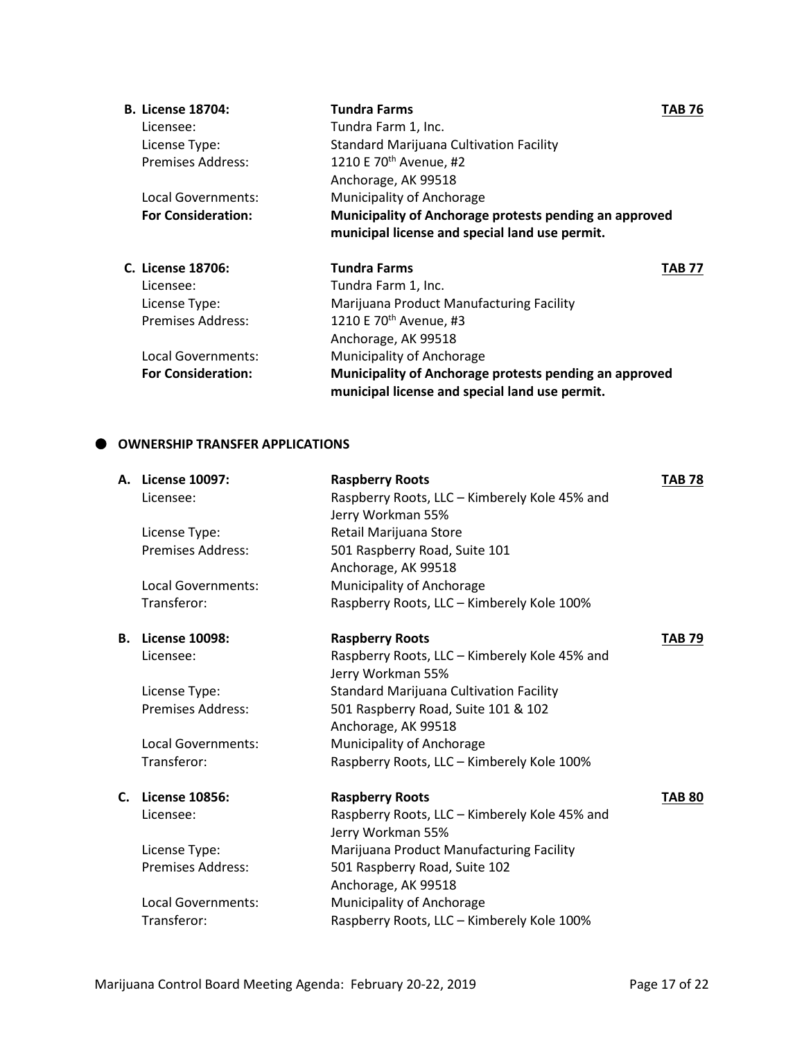**B. License 18704:** **Tundra Farms** **TAB 76**

Licensee: Tundra Farm 1, Inc.
License Type: Standard Marijuana Cultivation Facility
Premises Address: 1210 E 70th Avenue, #2
Anchorage, AK 99518
Local Governments: Municipality of Anchorage
**For Consideration:** **Municipality of Anchorage protests pending an approved municipal license and special land use permit.**

**C. License 18706:** **Tundra Farms** **TAB 77**

Licensee: Tundra Farm 1, Inc.
License Type: Marijuana Product Manufacturing Facility
Premises Address: 1210 E 70th Avenue, #3
Anchorage, AK 99518
Local Governments: Municipality of Anchorage
**For Consideration:** **Municipality of Anchorage protests pending an approved municipal license and special land use permit.**

- **OWNERSHIP TRANSFER APPLICATIONS**

**A. License 10097:** **Raspberry Roots** **TAB 78**

Licensee: Raspberry Roots, LLC – Kimberely Kole 45% and Jerry Workman 55%
License Type: Retail Marijuana Store
Premises Address: 501 Raspberry Road, Suite 101
Anchorage, AK 99518
Local Governments: Municipality of Anchorage
Transferor: Raspberry Roots, LLC – Kimberely Kole 100%

**B. License 10098:** **Raspberry Roots** **TAB 79**

Licensee: Raspberry Roots, LLC – Kimberely Kole 45% and Jerry Workman 55%
License Type: Standard Marijuana Cultivation Facility
Premises Address: 501 Raspberry Road, Suite 101 & 102
Anchorage, AK 99518
Local Governments: Municipality of Anchorage
Transferor: Raspberry Roots, LLC – Kimberely Kole 100%

**C. License 10856:** **Raspberry Roots** **TAB 80**

Licensee: Raspberry Roots, LLC – Kimberely Kole 45% and Jerry Workman 55%
License Type: Marijuana Product Manufacturing Facility
Premises Address: 501 Raspberry Road, Suite 102
Anchorage, AK 99518
Local Governments: Municipality of Anchorage
Transferor: Raspberry Roots, LLC – Kimberely Kole 100%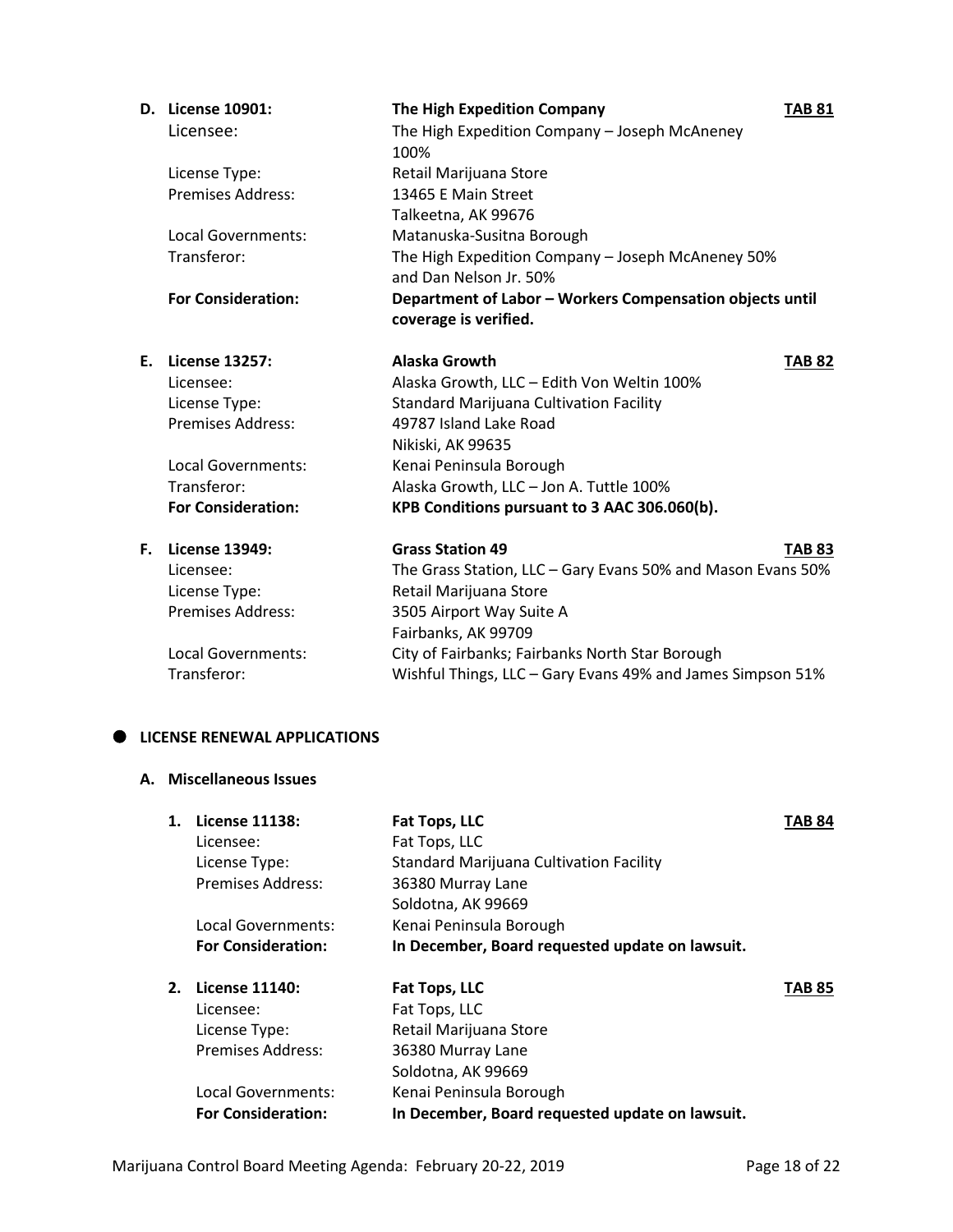**D. License 10901:** **The High Expedition Company** **TAB 81**

Licensee: The High Expedition Company – Joseph McAneney 100%
License Type: Retail Marijuana Store
Premises Address: 13465 E Main Street
Talkeetna, AK 99676
Local Governments: Matanuska-Susitna Borough
Transferor: The High Expedition Company – Joseph McAneney 50% and Dan Nelson Jr. 50%
**For Consideration:** **Department of Labor – Workers Compensation objects until coverage is verified.**

**E. License 13257:** **Alaska Growth** **TAB 82**

Licensee: Alaska Growth, LLC – Edith Von Weltin 100%
License Type: Standard Marijuana Cultivation Facility
Premises Address: 49787 Island Lake Road
Nikiski, AK 99635
Local Governments: Kenai Peninsula Borough
Transferor: Alaska Growth, LLC – Jon A. Tuttle 100%
**For Consideration:** **KPB Conditions pursuant to 3 AAC 306.060(b).**

**F. License 13949:** **Grass Station 49** **TAB 83**

Licensee: The Grass Station, LLC – Gary Evans 50% and Mason Evans 50%
License Type: Retail Marijuana Store
Premises Address: 3505 Airport Way Suite A
Fairbanks, AK 99709
Local Governments: City of Fairbanks; Fairbanks North Star Borough
Transferor: Wishful Things, LLC – Gary Evans 49% and James Simpson 51%

- **LICENSE RENEWAL APPLICATIONS**

**A. Miscellaneous Issues**

**1. License 11138:** **Fat Tops, LLC** **TAB 84**

Licensee: Fat Tops, LLC
License Type: Standard Marijuana Cultivation Facility
Premises Address: 36380 Murray Lane
Soldotna, AK 99669
Local Governments: Kenai Peninsula Borough
**For Consideration:** **In December, Board requested update on lawsuit.**

**2. License 11140:** **Fat Tops, LLC** **TAB 85**

Licensee: Fat Tops, LLC
License Type: Retail Marijuana Store
Premises Address: 36380 Murray Lane
Soldotna, AK 99669
Local Governments: Kenai Peninsula Borough
**For Consideration:** **In December, Board requested update on lawsuit.**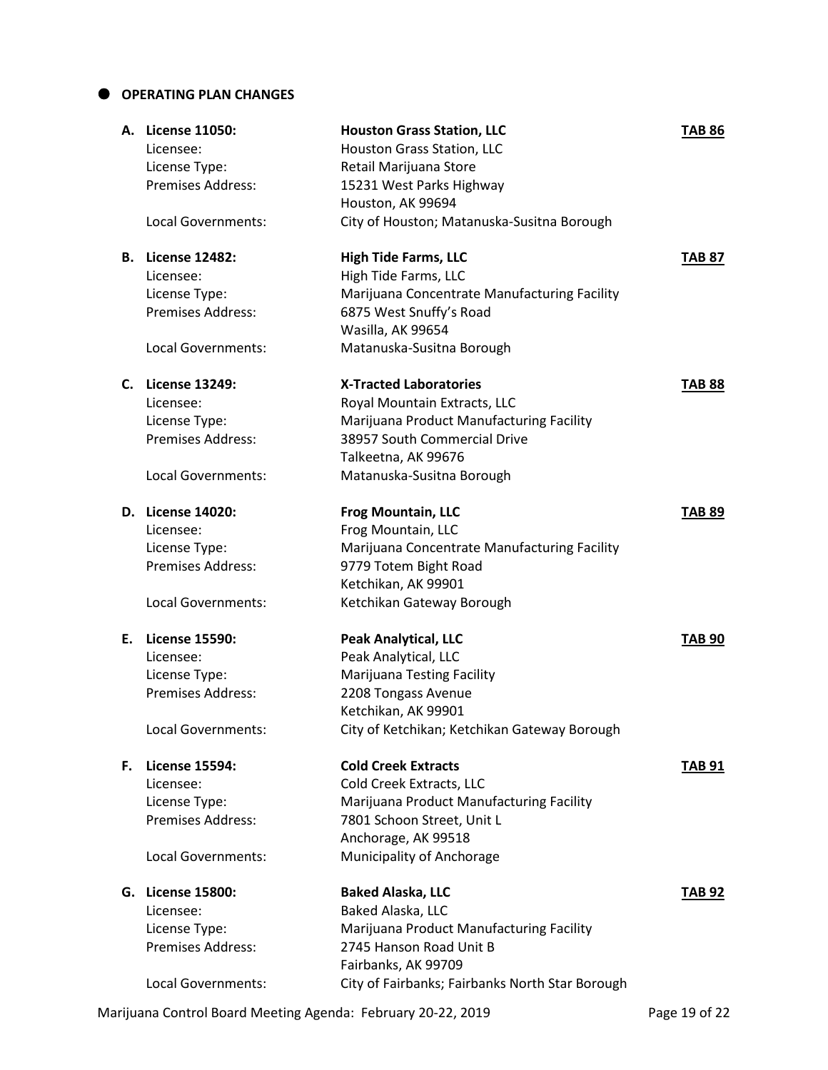## OPERATING PLAN CHANGES

**A. License 11050:** **Houston Grass Station, LLC** **TAB 86**
Licensee: Houston Grass Station, LLC
License Type: Retail Marijuana Store
Premises Address: 15231 West Parks Highway
Houston, AK 99694
Local Governments: City of Houston; Matanuska-Susitna Borough

**B. License 12482:** **High Tide Farms, LLC** **TAB 87**
Licensee: High Tide Farms, LLC
License Type: Marijuana Concentrate Manufacturing Facility
Premises Address: 6875 West Snuffy's Road
Wasilla, AK 99654
Local Governments: Matanuska-Susitna Borough

**C. License 13249:** **X-Tracted Laboratories** **TAB 88**
Licensee: Royal Mountain Extracts, LLC
License Type: Marijuana Product Manufacturing Facility
Premises Address: 38957 South Commercial Drive
Talkeetna, AK 99676
Local Governments: Matanuska-Susitna Borough

**D. License 14020:** **Frog Mountain, LLC** **TAB 89**
Licensee: Frog Mountain, LLC
License Type: Marijuana Concentrate Manufacturing Facility
Premises Address: 9779 Totem Bight Road
Ketchikan, AK 99901
Local Governments: Ketchikan Gateway Borough

**E. License 15590:** **Peak Analytical, LLC** **TAB 90**
Licensee: Peak Analytical, LLC
License Type: Marijuana Testing Facility
Premises Address: 2208 Tongass Avenue
Ketchikan, AK 99901
Local Governments: City of Ketchikan; Ketchikan Gateway Borough

**F. License 15594:** **Cold Creek Extracts** **TAB 91**
Licensee: Cold Creek Extracts, LLC
License Type: Marijuana Product Manufacturing Facility
Premises Address: 7801 Schoon Street, Unit L
Anchorage, AK 99518
Local Governments: Municipality of Anchorage

**G. License 15800:** **Baked Alaska, LLC** **TAB 92**
Licensee: Baked Alaska, LLC
License Type: Marijuana Product Manufacturing Facility
Premises Address: 2745 Hanson Road Unit B
Fairbanks, AK 99709
Local Governments: City of Fairbanks; Fairbanks North Star Borough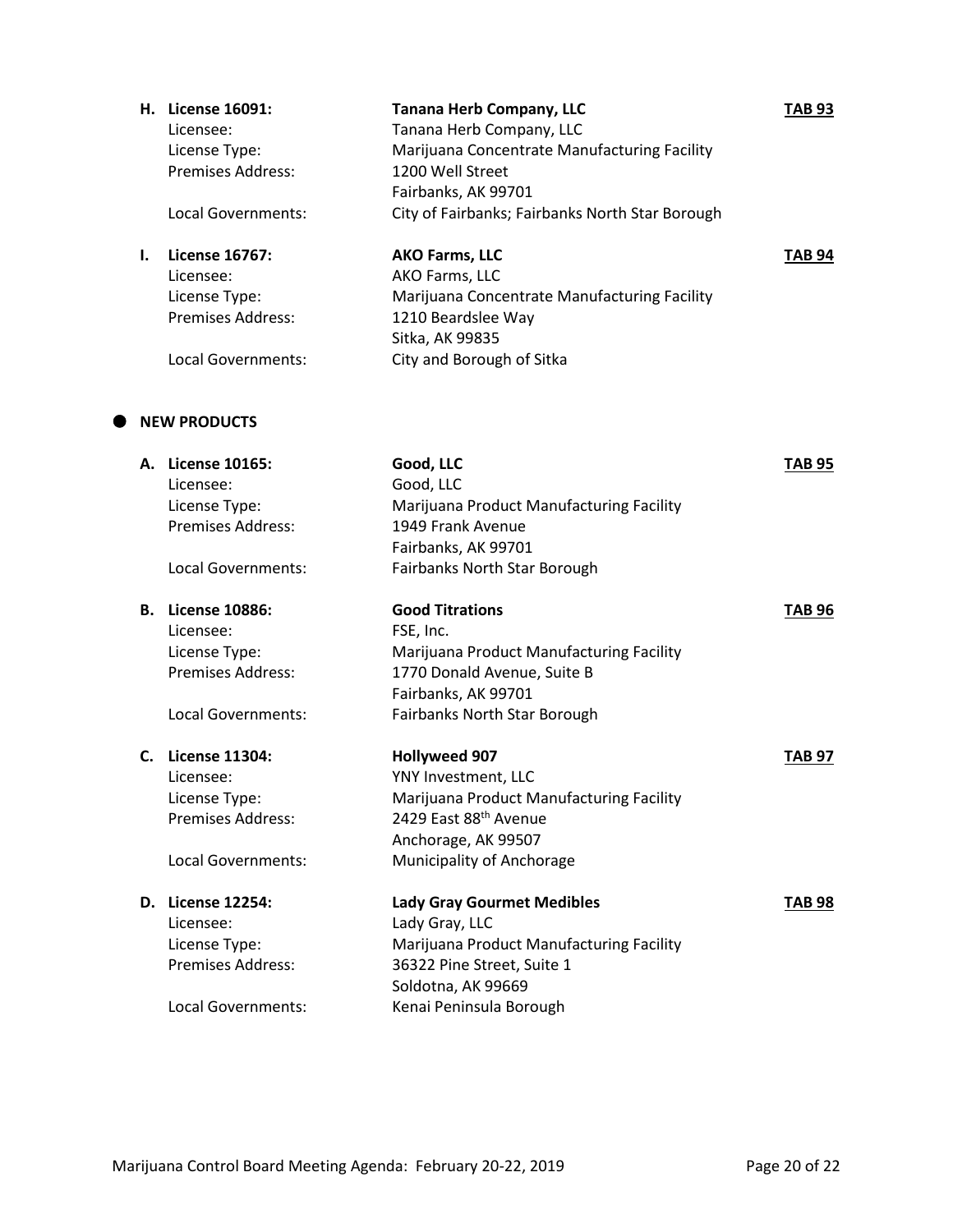**H. License 16091:** **Tanana Herb Company, LLC** **TAB 93**

Licensee: Tanana Herb Company, LLC
License Type: Marijuana Concentrate Manufacturing Facility
Premises Address: 1200 Well Street
Fairbanks, AK 99701
Local Governments: City of Fairbanks; Fairbanks North Star Borough

**I. License 16767:** **AKO Farms, LLC** **TAB 94**

Licensee: AKO Farms, LLC
License Type: Marijuana Concentrate Manufacturing Facility
Premises Address: 1210 Beardslee Way
Sitka, AK 99835
Local Governments: City and Borough of Sitka

## ● NEW PRODUCTS

**A. License 10165:** **Good, LLC** **TAB 95**

Licensee: Good, LLC
License Type: Marijuana Product Manufacturing Facility
Premises Address: 1949 Frank Avenue
Fairbanks, AK 99701
Local Governments: Fairbanks North Star Borough

**B. License 10886:** **Good Titrations** **TAB 96**

Licensee: FSE, Inc.
License Type: Marijuana Product Manufacturing Facility
Premises Address: 1770 Donald Avenue, Suite B
Fairbanks, AK 99701
Local Governments: Fairbanks North Star Borough

**C. License 11304:** **Hollyweed 907** **TAB 97**

Licensee: YNY Investment, LLC
License Type: Marijuana Product Manufacturing Facility
Premises Address: 2429 East 88th Avenue
Anchorage, AK 99507
Local Governments: Municipality of Anchorage

**D. License 12254:** **Lady Gray Gourmet Medibles** **TAB 98**

Licensee: Lady Gray, LLC
License Type: Marijuana Product Manufacturing Facility
Premises Address: 36322 Pine Street, Suite 1
Soldotna, AK 99669
Local Governments: Kenai Peninsula Borough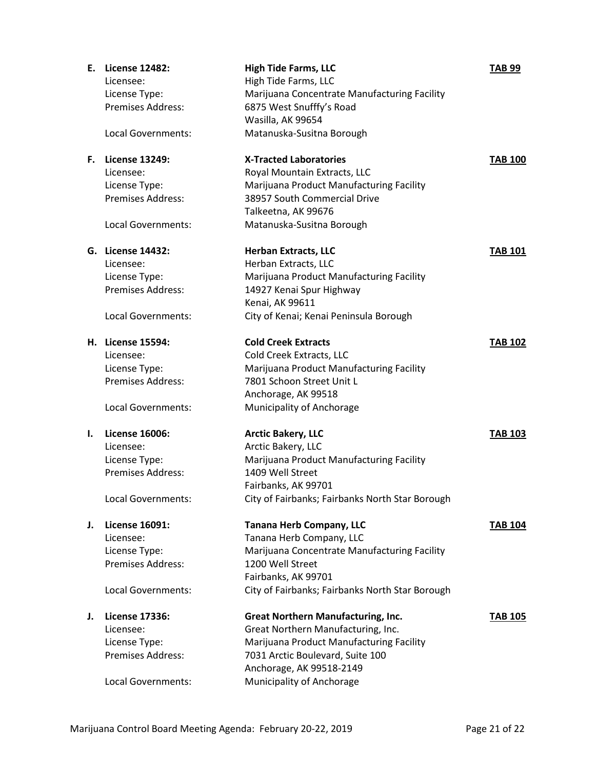**E. License 12482:** **High Tide Farms, LLC** **TAB 99**
Licensee: High Tide Farms, LLC
License Type: Marijuana Concentrate Manufacturing Facility
Premises Address: 6875 West Snufffy's Road
Wasilla, AK 99654
Local Governments: Matanuska-Susitna Borough

**F. License 13249:** **X-Tracted Laboratories** **TAB 100**
Licensee: Royal Mountain Extracts, LLC
License Type: Marijuana Product Manufacturing Facility
Premises Address: 38957 South Commercial Drive
Talkeetna, AK 99676
Local Governments: Matanuska-Susitna Borough

**G. License 14432:** **Herban Extracts, LLC** **TAB 101**
Licensee: Herban Extracts, LLC
License Type: Marijuana Product Manufacturing Facility
Premises Address: 14927 Kenai Spur Highway
Kenai, AK 99611
Local Governments: City of Kenai; Kenai Peninsula Borough

**H. License 15594:** **Cold Creek Extracts** **TAB 102**
Licensee: Cold Creek Extracts, LLC
License Type: Marijuana Product Manufacturing Facility
Premises Address: 7801 Schoon Street Unit L
Anchorage, AK 99518
Local Governments: Municipality of Anchorage

**I. License 16006:** **Arctic Bakery, LLC** **TAB 103**
Licensee: Arctic Bakery, LLC
License Type: Marijuana Product Manufacturing Facility
Premises Address: 1409 Well Street
Fairbanks, AK 99701
Local Governments: City of Fairbanks; Fairbanks North Star Borough

**J. License 16091:** **Tanana Herb Company, LLC** **TAB 104**
Licensee: Tanana Herb Company, LLC
License Type: Marijuana Concentrate Manufacturing Facility
Premises Address: 1200 Well Street
Fairbanks, AK 99701
Local Governments: City of Fairbanks; Fairbanks North Star Borough

**J. License 17336:** **Great Northern Manufacturing, Inc.** **TAB 105**
Licensee: Great Northern Manufacturing, Inc.
License Type: Marijuana Product Manufacturing Facility
Premises Address: 7031 Arctic Boulevard, Suite 100
Anchorage, AK 99518-2149
Local Governments: Municipality of Anchorage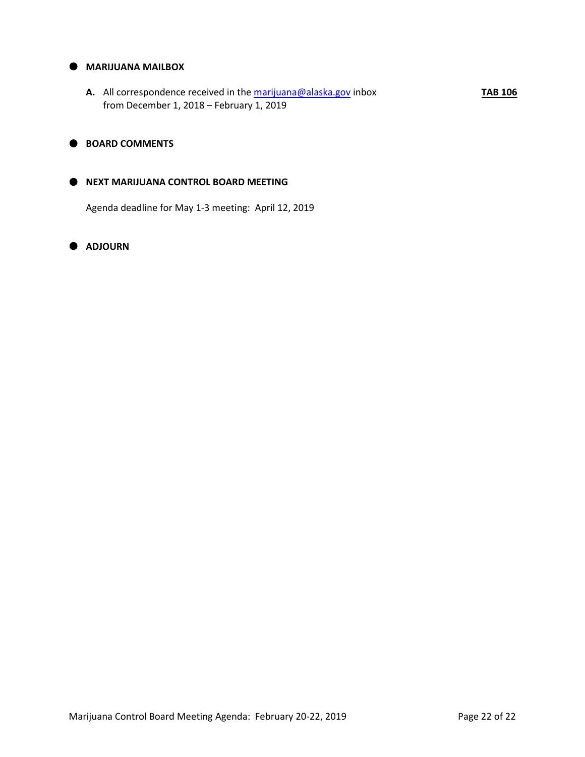- **MARIJUANA MAILBOX**

  **A.** All correspondence received in the marijuana@alaska.gov inbox from December 1, 2018 – February 1, 2019 **TAB 106**

- **BOARD COMMENTS**

- **NEXT MARIJUANA CONTROL BOARD MEETING**

  Agenda deadline for May 1-3 meeting: April 12, 2019

- **ADJOURN**